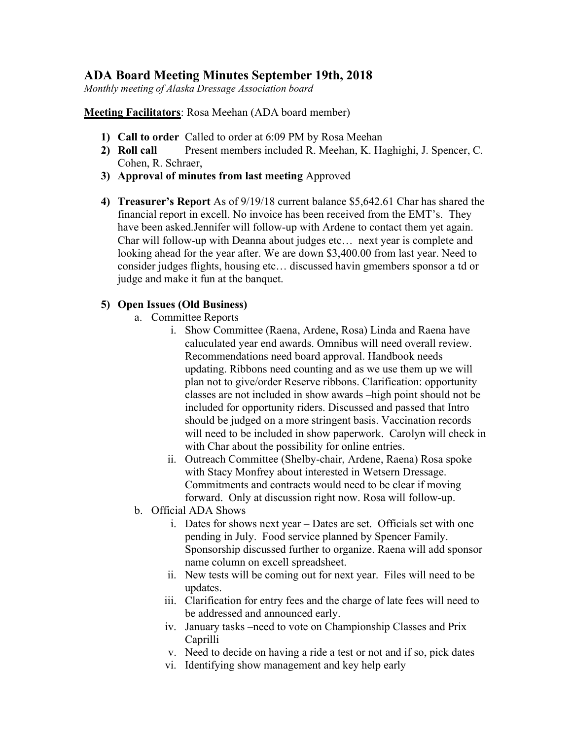# ADA Board Meeting Minutes September 19th, 2018

*Monthly meeting of Alaska Dressage Association board*

**Meeting Facilitators**: Rosa Meehan (ADA board member)

1) **Call to order** Called to order at 6:09 PM by Rosa Meehan
2) **Roll call** Present members included R. Meehan, K. Haghighi, J. Spencer, C. Cohen, R. Schraer,
3) **Approval of minutes from last meeting** Approved
4) **Treasurer's Report** As of 9/19/18 current balance $5,642.61 Char has shared the financial report in excell. No invoice has been received from the EMT's. They have been asked.Jennifer will follow-up with Ardene to contact them yet again. Char will follow-up with Deanna about judges etc… next year is complete and looking ahead for the year after. We are down $3,400.00 from last year. Need to consider judges flights, housing etc… discussed havin gmembers sponsor a td or judge and make it fun at the banquet.
5) **Open Issues (Old Business)**
   a. Committee Reports
      i. Show Committee (Raena, Ardene, Rosa) Linda and Raena have caluculated year end awards. Omnibus will need overall review. Recommendations need board approval. Handbook needs updating. Ribbons need counting and as we use them up we will plan not to give/order Reserve ribbons. Clarification: opportunity classes are not included in show awards –high point should not be included for opportunity riders. Discussed and passed that Intro should be judged on a more stringent basis. Vaccination records will need to be included in show paperwork. Carolyn will check in with Char about the possibility for online entries.
      ii. Outreach Committee (Shelby-chair, Ardene, Raena) Rosa spoke with Stacy Monfrey about interested in Wetsern Dressage. Commitments and contracts would need to be clear if moving forward. Only at discussion right now. Rosa will follow-up.
   b. Official ADA Shows
      i. Dates for shows next year – Dates are set. Officials set with one pending in July. Food service planned by Spencer Family. Sponsorship discussed further to organize. Raena will add sponsor name column on excell spreadsheet.
      ii. New tests will be coming out for next year. Files will need to be updates.
      iii. Clarification for entry fees and the charge of late fees will need to be addressed and announced early.
      iv. January tasks –need to vote on Championship Classes and Prix Caprilli
      v. Need to decide on having a ride a test or not and if so, pick dates
      vi. Identifying show management and key help early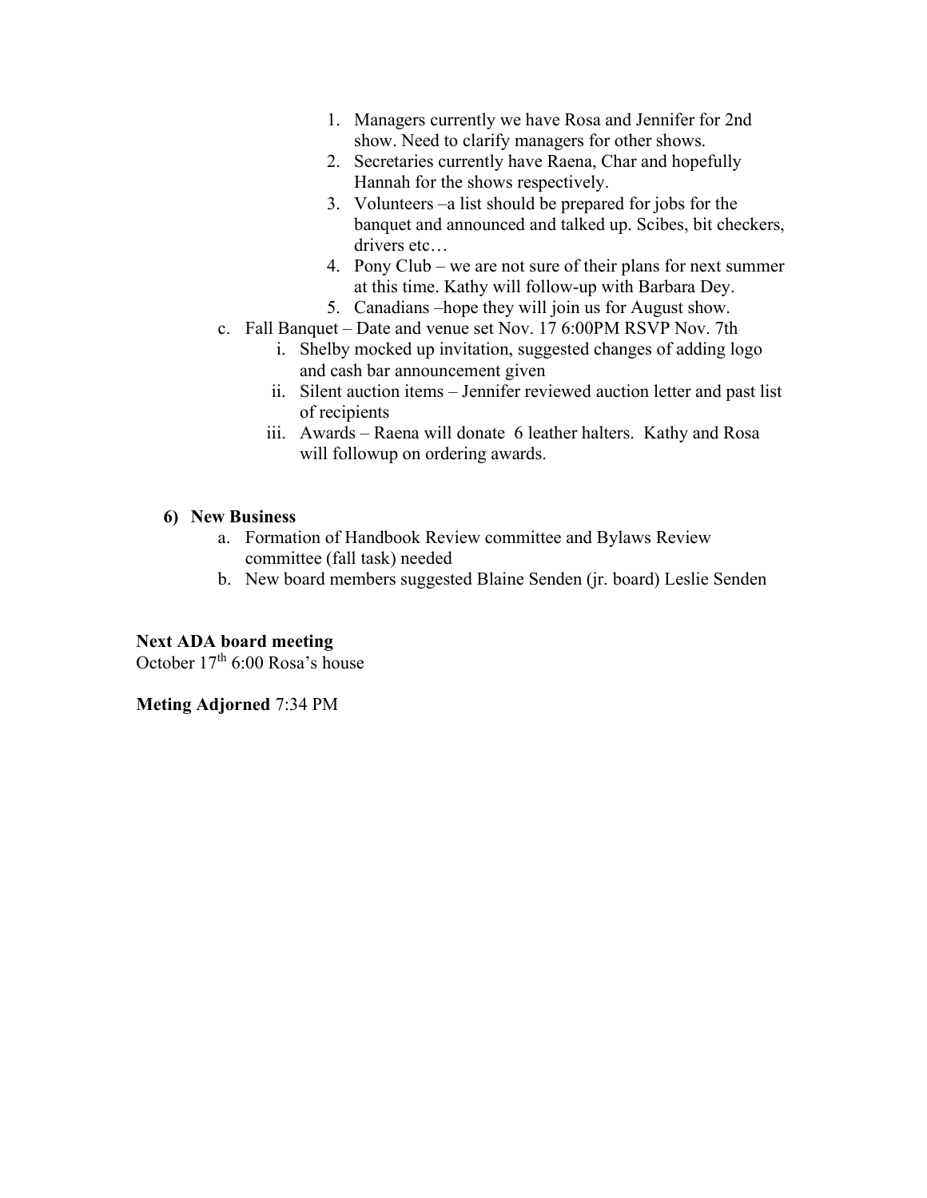1. Managers currently we have Rosa and Jennifer for 2nd show. Need to clarify managers for other shows.
2. Secretaries currently have Raena, Char and hopefully Hannah for the shows respectively.
3. Volunteers –a list should be prepared for jobs for the banquet and announced and talked up. Scibes, bit checkers, drivers etc…
4. Pony Club – we are not sure of their plans for next summer at this time. Kathy will follow-up with Barbara Dey.
5. Canadians –hope they will join us for August show.

c. Fall Banquet – Date and venue set Nov. 17 6:00PM RSVP Nov. 7th

   i. Shelby mocked up invitation, suggested changes of adding logo and cash bar announcement given

   ii. Silent auction items – Jennifer reviewed auction letter and past list of recipients

   iii. Awards – Raena will donate 6 leather halters. Kathy and Rosa will followup on ordering awards.

**6) New Business**

a. Formation of Handbook Review committee and Bylaws Review committee (fall task) needed

b. New board members suggested Blaine Senden (jr. board) Leslie Senden

**Next ADA board meeting**
October 17th 6:00 Rosa's house

**Meting Adjorned** 7:34 PM